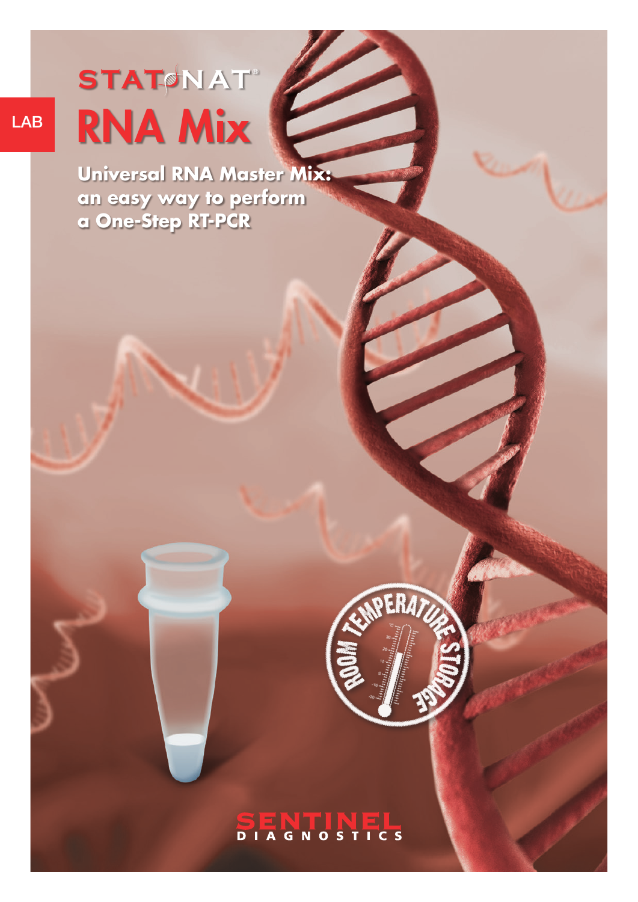LAB

# STATNAT®

# RNA Mix

## Universal RNA Master Mix: an easy way to perform a One-Step RT-PCR

ROOM TEMPERATURE STORAGE

SENTINEL DIAGNOSTICS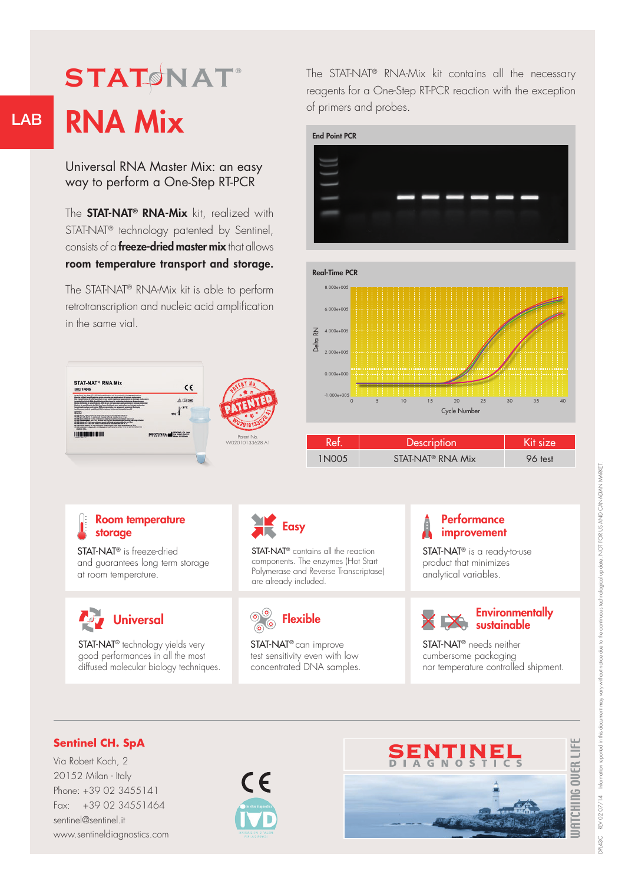LAB

# STAT-NAT®

# RNA Mix

## Universal RNA Master Mix: an easy way to perform a One-Step RT-PCR

The **STAT-NAT® RNA-Mix** kit, realized with STAT-NAT® technology patented by Sentinel, consists of a **freeze-dried master mix** that allows **room temperature transport and storage.**

The STAT-NAT® RNA-Mix kit is able to perform retrotranscription and nucleic acid amplification in the same vial.

Patent No. WO2010133628 A1

The STAT-NAT® RNA-Mix kit contains all the necessary reagents for a One-Step RT-PCR reaction with the exception of primers and probes.

**End Point PCR**

**Real-Time PCR**

Delta RN

8.000e+005
6.000e+005
4.000e+005
2.000e+005
0.000e+000
-1.000e+005

0 5 10 15 20 25 30 35 40

Cycle Number

| Ref. | Description | Kit size |
|---|---|---|
| 1N005 | STAT-NAT® RNA Mix | 96 test |

### Room temperature storage

STAT-NAT® is freeze-dried and guarantees long term storage at room temperature.

### Easy

STAT-NAT® contains all the reaction components. The enzymes (Hot Start Polymerase and Reverse Transcriptase) are already included.

### Performance improvement

STAT-NAT® is a ready-to-use product that minimizes analytical variables.

### Universal

STAT-NAT® technology yields very good performances in all the most diffused molecular biology techniques.

### Flexible

STAT-NAT® can improve test sensitivity even with low concentrated DNA samples.

### Environmentally sustainable

STAT-NAT® needs neither cumbersome packaging nor temperature controlled shipment.

**Sentinel CH. SpA**

Via Robert Koch, 2
20152 Milan - Italy
Phone: +39 02 3455141
Fax: +39 02 34551464
sentinel@sentinel.it
www.sentineldiagnostics.com

SENTINEL DIAGNOSTICS

WATCHING OVER LIFE

DR43C REV 02 07/14 Information reported in this document may vary without notice due to the continuous technological update. NOT FOR US AND CANADIAN MARKET.